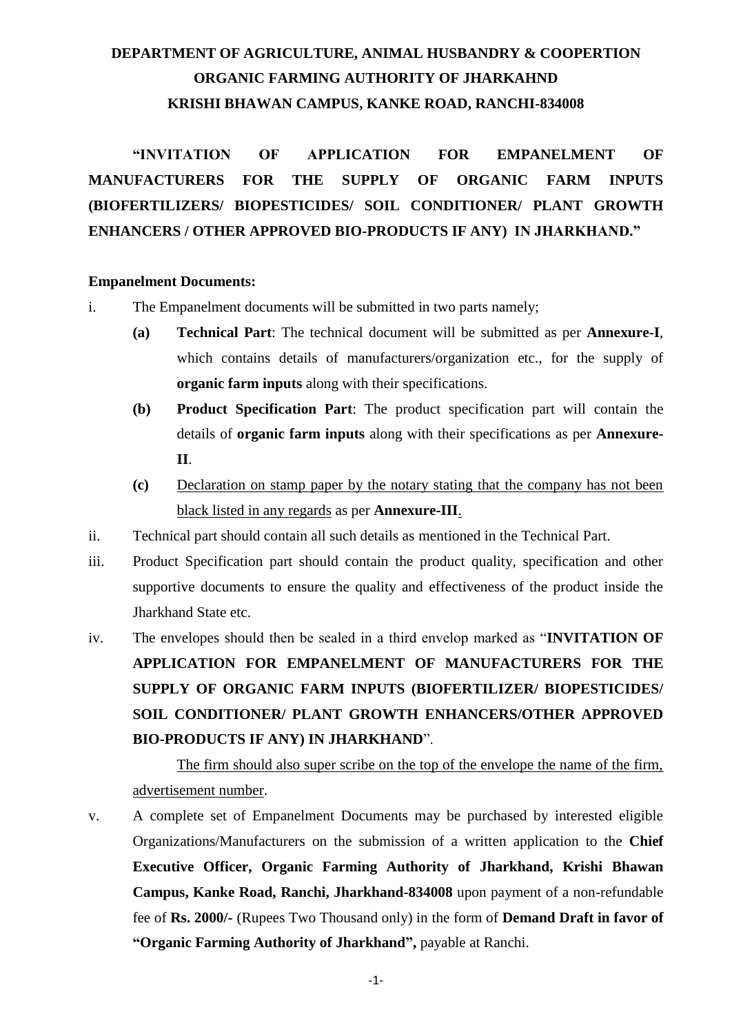# DEPARTMENT OF AGRICULTURE, ANIMAL HUSBANDRY & COOPERTION
# ORGANIC FARMING AUTHORITY OF JHARKAHND
# KRISHI BHAWAN CAMPUS, KANKE ROAD, RANCHI-834008

**"INVITATION OF APPLICATION FOR EMPANELMENT OF MANUFACTURERS FOR THE SUPPLY OF ORGANIC FARM INPUTS (BIOFERTILIZERS/ BIOPESTICIDES/ SOIL CONDITIONER/ PLANT GROWTH ENHANCERS / OTHER APPROVED BIO-PRODUCTS IF ANY) IN JHARKHAND."**

**Empanelment Documents:**

i. The Empanelment documents will be submitted in two parts namely;

   **(a)** **Technical Part**: The technical document will be submitted as per **Annexure-I**, which contains details of manufacturers/organization etc., for the supply of **organic farm inputs** along with their specifications.

   **(b)** **Product Specification Part**: The product specification part will contain the details of **organic farm inputs** along with their specifications as per **Annexure-II**.

   **(c)** Declaration on stamp paper by the notary stating that the company has not been black listed in any regards as per **Annexure-III**.

ii. Technical part should contain all such details as mentioned in the Technical Part.

iii. Product Specification part should contain the product quality, specification and other supportive documents to ensure the quality and effectiveness of the product inside the Jharkhand State etc.

iv. The envelopes should then be sealed in a third envelop marked as "**INVITATION OF APPLICATION FOR EMPANELMENT OF MANUFACTURERS FOR THE SUPPLY OF ORGANIC FARM INPUTS (BIOFERTILIZER/ BIOPESTICIDES/ SOIL CONDITIONER/ PLANT GROWTH ENHANCERS/OTHER APPROVED BIO-PRODUCTS IF ANY) IN JHARKHAND**".

   The firm should also super scribe on the top of the envelope the name of the firm, advertisement number.

v. A complete set of Empanelment Documents may be purchased by interested eligible Organizations/Manufacturers on the submission of a written application to the **Chief Executive Officer, Organic Farming Authority of Jharkhand, Krishi Bhawan Campus, Kanke Road, Ranchi, Jharkhand-834008** upon payment of a non-refundable fee of **Rs. 2000/-** (Rupees Two Thousand only) in the form of **Demand Draft in favor of "Organic Farming Authority of Jharkhand",** payable at Ranchi.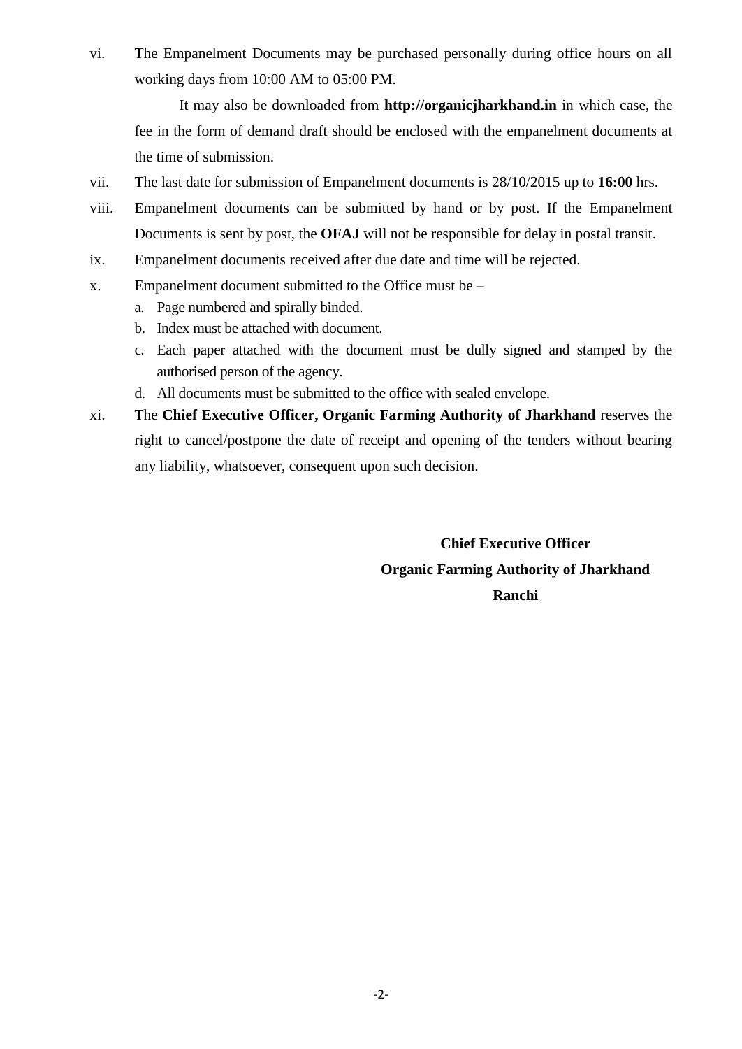vi. The Empanelment Documents may be purchased personally during office hours on all working days from 10:00 AM to 05:00 PM.

    It may also be downloaded from **http://organicjharkhand.in** in which case, the fee in the form of demand draft should be enclosed with the empanelment documents at the time of submission.

vii. The last date for submission of Empanelment documents is 28/10/2015 up to **16:00** hrs.

viii. Empanelment documents can be submitted by hand or by post. If the Empanelment Documents is sent by post, the **OFAJ** will not be responsible for delay in postal transit.

ix. Empanelment documents received after due date and time will be rejected.

x. Empanelment document submitted to the Office must be –
   a. Page numbered and spirally binded.
   b. Index must be attached with document.
   c. Each paper attached with the document must be dully signed and stamped by the authorised person of the agency.
   d. All documents must be submitted to the office with sealed envelope.

xi. The **Chief Executive Officer, Organic Farming Authority of Jharkhand** reserves the right to cancel/postpone the date of receipt and opening of the tenders without bearing any liability, whatsoever, consequent upon such decision.

**Chief Executive Officer**
**Organic Farming Authority of Jharkhand**
**Ranchi**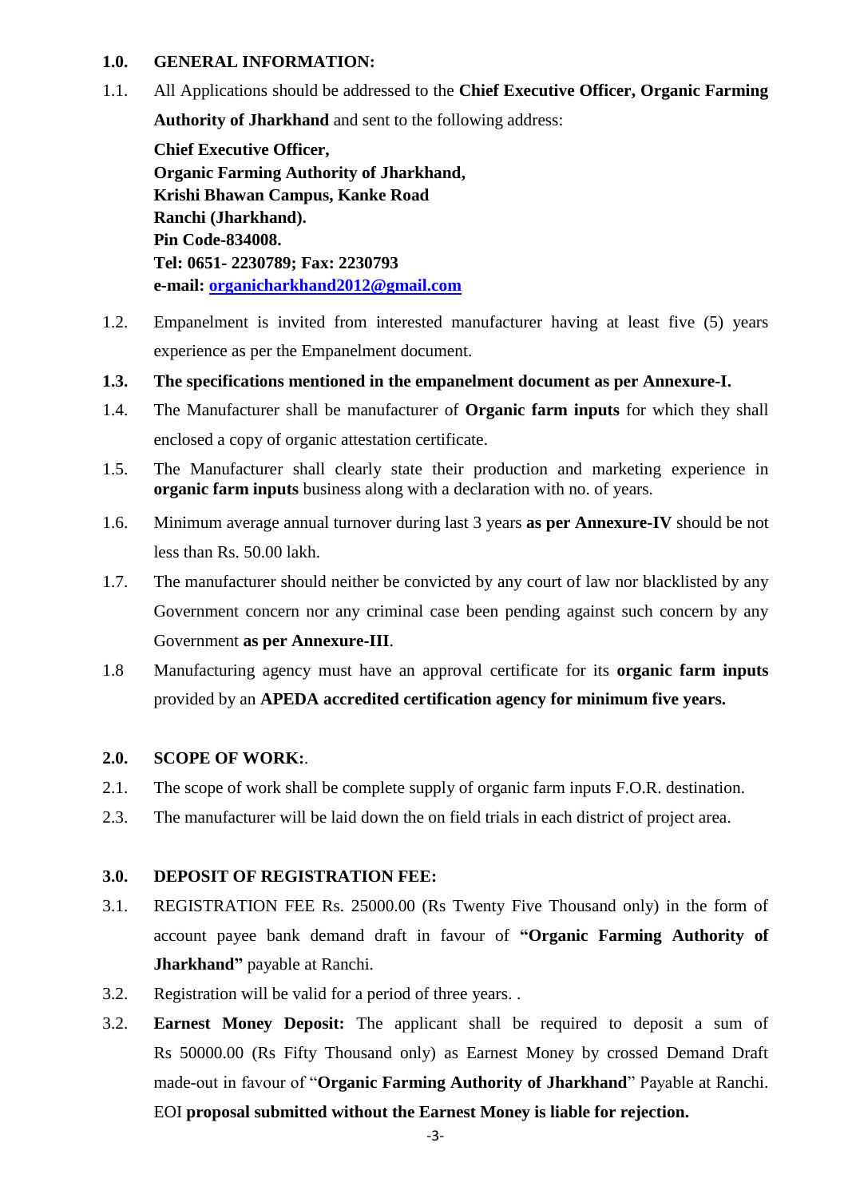## 1.0. GENERAL INFORMATION:

1.1. All Applications should be addressed to the **Chief Executive Officer, Organic Farming Authority of Jharkhand** and sent to the following address:

**Chief Executive Officer,**
**Organic Farming Authority of Jharkhand,**
**Krishi Bhawan Campus, Kanke Road**
**Ranchi (Jharkhand).**
**Pin Code-834008.**
**Tel: 0651- 2230789; Fax: 2230793**
**e-mail: organicharkhand2012@gmail.com**

1.2. Empanelment is invited from interested manufacturer having at least five (5) years experience as per the Empanelment document.

**1.3. The specifications mentioned in the empanelment document as per Annexure-I.**

1.4. The Manufacturer shall be manufacturer of **Organic farm inputs** for which they shall enclosed a copy of organic attestation certificate.

1.5. The Manufacturer shall clearly state their production and marketing experience in **organic farm inputs** business along with a declaration with no. of years.

1.6. Minimum average annual turnover during last 3 years **as per Annexure-IV** should be not less than Rs. 50.00 lakh.

1.7. The manufacturer should neither be convicted by any court of law nor blacklisted by any Government concern nor any criminal case been pending against such concern by any Government **as per Annexure-III**.

1.8 Manufacturing agency must have an approval certificate for its **organic farm inputs** provided by an **APEDA accredited certification agency for minimum five years.**

## 2.0. SCOPE OF WORK:.

2.1. The scope of work shall be complete supply of organic farm inputs F.O.R. destination.

2.3. The manufacturer will be laid down the on field trials in each district of project area.

## 3.0. DEPOSIT OF REGISTRATION FEE:

3.1. REGISTRATION FEE Rs. 25000.00 (Rs Twenty Five Thousand only) in the form of account payee bank demand draft in favour of **"Organic Farming Authority of Jharkhand"** payable at Ranchi.

3.2. Registration will be valid for a period of three years. .

3.2. **Earnest Money Deposit:** The applicant shall be required to deposit a sum of Rs 50000.00 (Rs Fifty Thousand only) as Earnest Money by crossed Demand Draft made-out in favour of "**Organic Farming Authority of Jharkhand**" Payable at Ranchi. EOI **proposal submitted without the Earnest Money is liable for rejection.**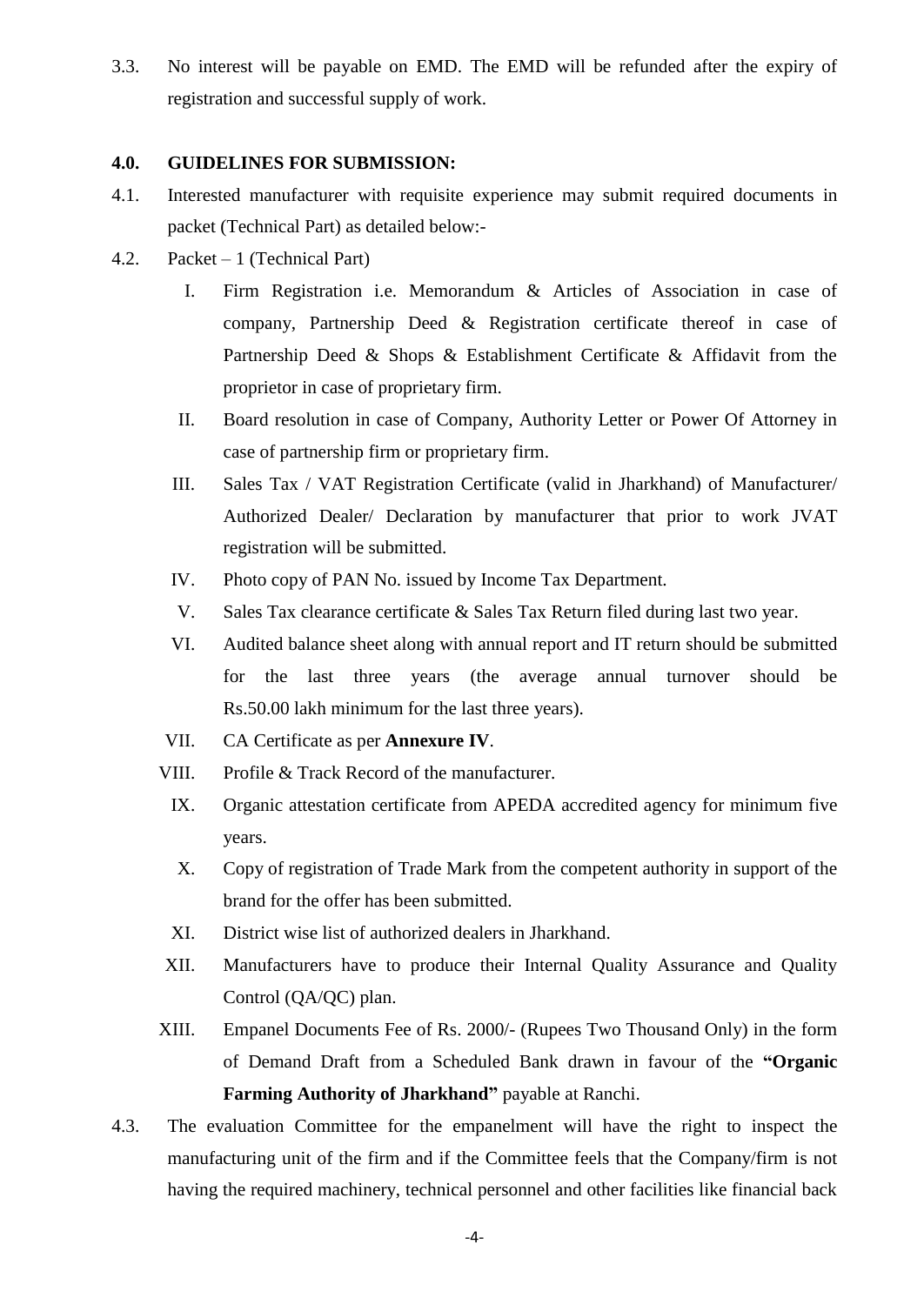3.3. No interest will be payable on EMD. The EMD will be refunded after the expiry of registration and successful supply of work.

**4.0. GUIDELINES FOR SUBMISSION:**

4.1. Interested manufacturer with requisite experience may submit required documents in packet (Technical Part) as detailed below:-

4.2. Packet – 1 (Technical Part)

I. Firm Registration i.e. Memorandum & Articles of Association in case of company, Partnership Deed & Registration certificate thereof in case of Partnership Deed & Shops & Establishment Certificate & Affidavit from the proprietor in case of proprietary firm.

II. Board resolution in case of Company, Authority Letter or Power Of Attorney in case of partnership firm or proprietary firm.

III. Sales Tax / VAT Registration Certificate (valid in Jharkhand) of Manufacturer/ Authorized Dealer/ Declaration by manufacturer that prior to work JVAT registration will be submitted.

IV. Photo copy of PAN No. issued by Income Tax Department.

V. Sales Tax clearance certificate & Sales Tax Return filed during last two year.

VI. Audited balance sheet along with annual report and IT return should be submitted for the last three years (the average annual turnover should be Rs.50.00 lakh minimum for the last three years).

VII. CA Certificate as per **Annexure IV**.

VIII. Profile & Track Record of the manufacturer.

IX. Organic attestation certificate from APEDA accredited agency for minimum five years.

X. Copy of registration of Trade Mark from the competent authority in support of the brand for the offer has been submitted.

XI. District wise list of authorized dealers in Jharkhand.

XII. Manufacturers have to produce their Internal Quality Assurance and Quality Control (QA/QC) plan.

XIII. Empanel Documents Fee of Rs. 2000/- (Rupees Two Thousand Only) in the form of Demand Draft from a Scheduled Bank drawn in favour of the **"Organic Farming Authority of Jharkhand"** payable at Ranchi.

4.3. The evaluation Committee for the empanelment will have the right to inspect the manufacturing unit of the firm and if the Committee feels that the Company/firm is not having the required machinery, technical personnel and other facilities like financial back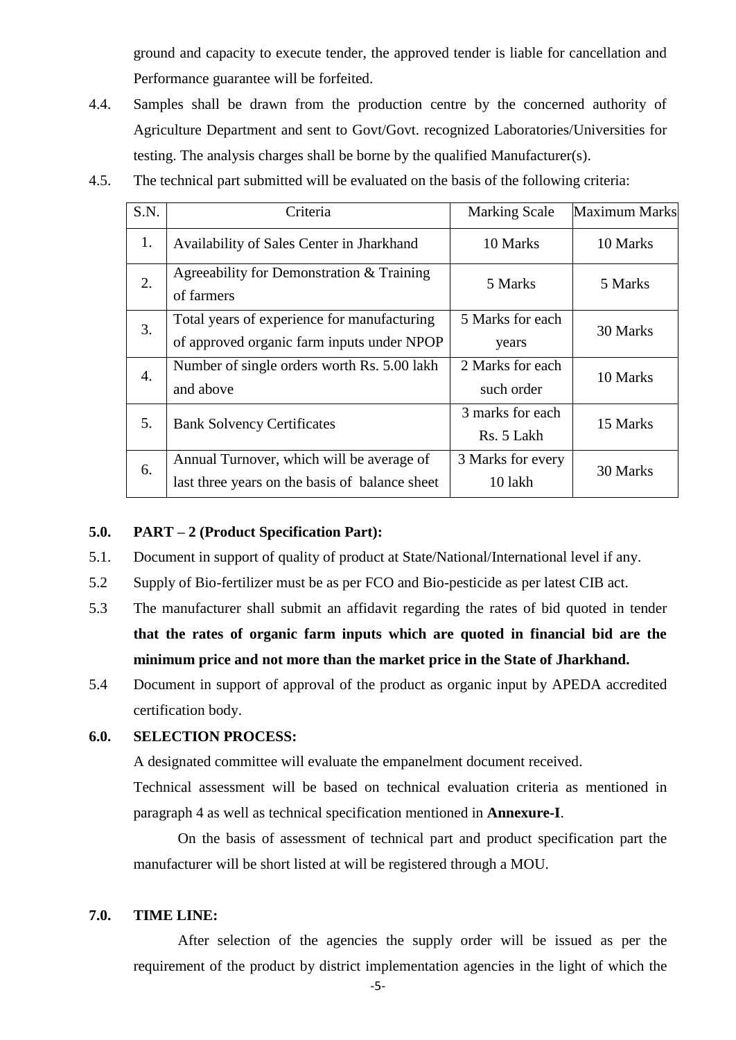ground and capacity to execute tender, the approved tender is liable for cancellation and Performance guarantee will be forfeited.

4.4. Samples shall be drawn from the production centre by the concerned authority of Agriculture Department and sent to Govt/Govt. recognized Laboratories/Universities for testing. The analysis charges shall be borne by the qualified Manufacturer(s).

4.5. The technical part submitted will be evaluated on the basis of the following criteria:

| S.N. | Criteria | Marking Scale | Maximum Marks |
|---|---|---|---|
| 1. | Availability of Sales Center in Jharkhand | 10 Marks | 10 Marks |
| 2. | Agreeability for Demonstration & Training of farmers | 5 Marks | 5 Marks |
| 3. | Total years of experience for manufacturing of approved organic farm inputs under NPOP | 5 Marks for each years | 30 Marks |
| 4. | Number of single orders worth Rs. 5.00 lakh and above | 2 Marks for each such order | 10 Marks |
| 5. | Bank Solvency Certificates | 3 marks for each Rs. 5 Lakh | 15 Marks |
| 6. | Annual Turnover, which will be average of last three years on the basis of balance sheet | 3 Marks for every 10 lakh | 30 Marks |

**5.0. PART – 2 (Product Specification Part):**

5.1. Document in support of quality of product at State/National/International level if any.

5.2 Supply of Bio-fertilizer must be as per FCO and Bio-pesticide as per latest CIB act.

5.3 The manufacturer shall submit an affidavit regarding the rates of bid quoted in tender **that the rates of organic farm inputs which are quoted in financial bid are the minimum price and not more than the market price in the State of Jharkhand.**

5.4 Document in support of approval of the product as organic input by APEDA accredited certification body.

**6.0. SELECTION PROCESS:**

A designated committee will evaluate the empanelment document received.

Technical assessment will be based on technical evaluation criteria as mentioned in paragraph 4 as well as technical specification mentioned in **Annexure-I**.

On the basis of assessment of technical part and product specification part the manufacturer will be short listed at will be registered through a MOU.

**7.0. TIME LINE:**

After selection of the agencies the supply order will be issued as per the requirement of the product by district implementation agencies in the light of which the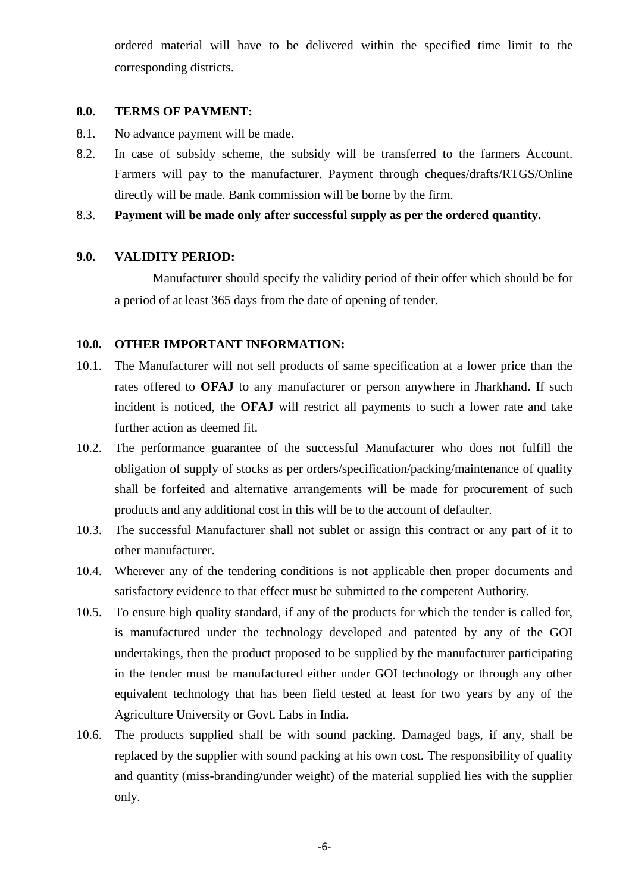ordered material will have to be delivered within the specified time limit to the corresponding districts.

## 8.0. TERMS OF PAYMENT:

8.1. No advance payment will be made.

8.2. In case of subsidy scheme, the subsidy will be transferred to the farmers Account. Farmers will pay to the manufacturer. Payment through cheques/drafts/RTGS/Online directly will be made. Bank commission will be borne by the firm.

8.3. **Payment will be made only after successful supply as per the ordered quantity.**

## 9.0. VALIDITY PERIOD:

Manufacturer should specify the validity period of their offer which should be for a period of at least 365 days from the date of opening of tender.

## 10.0. OTHER IMPORTANT INFORMATION:

10.1. The Manufacturer will not sell products of same specification at a lower price than the rates offered to **OFAJ** to any manufacturer or person anywhere in Jharkhand. If such incident is noticed, the **OFAJ** will restrict all payments to such a lower rate and take further action as deemed fit.

10.2. The performance guarantee of the successful Manufacturer who does not fulfill the obligation of supply of stocks as per orders/specification/packing/maintenance of quality shall be forfeited and alternative arrangements will be made for procurement of such products and any additional cost in this will be to the account of defaulter.

10.3. The successful Manufacturer shall not sublet or assign this contract or any part of it to other manufacturer.

10.4. Wherever any of the tendering conditions is not applicable then proper documents and satisfactory evidence to that effect must be submitted to the competent Authority.

10.5. To ensure high quality standard, if any of the products for which the tender is called for, is manufactured under the technology developed and patented by any of the GOI undertakings, then the product proposed to be supplied by the manufacturer participating in the tender must be manufactured either under GOI technology or through any other equivalent technology that has been field tested at least for two years by any of the Agriculture University or Govt. Labs in India.

10.6. The products supplied shall be with sound packing. Damaged bags, if any, shall be replaced by the supplier with sound packing at his own cost. The responsibility of quality and quantity (miss-branding/under weight) of the material supplied lies with the supplier only.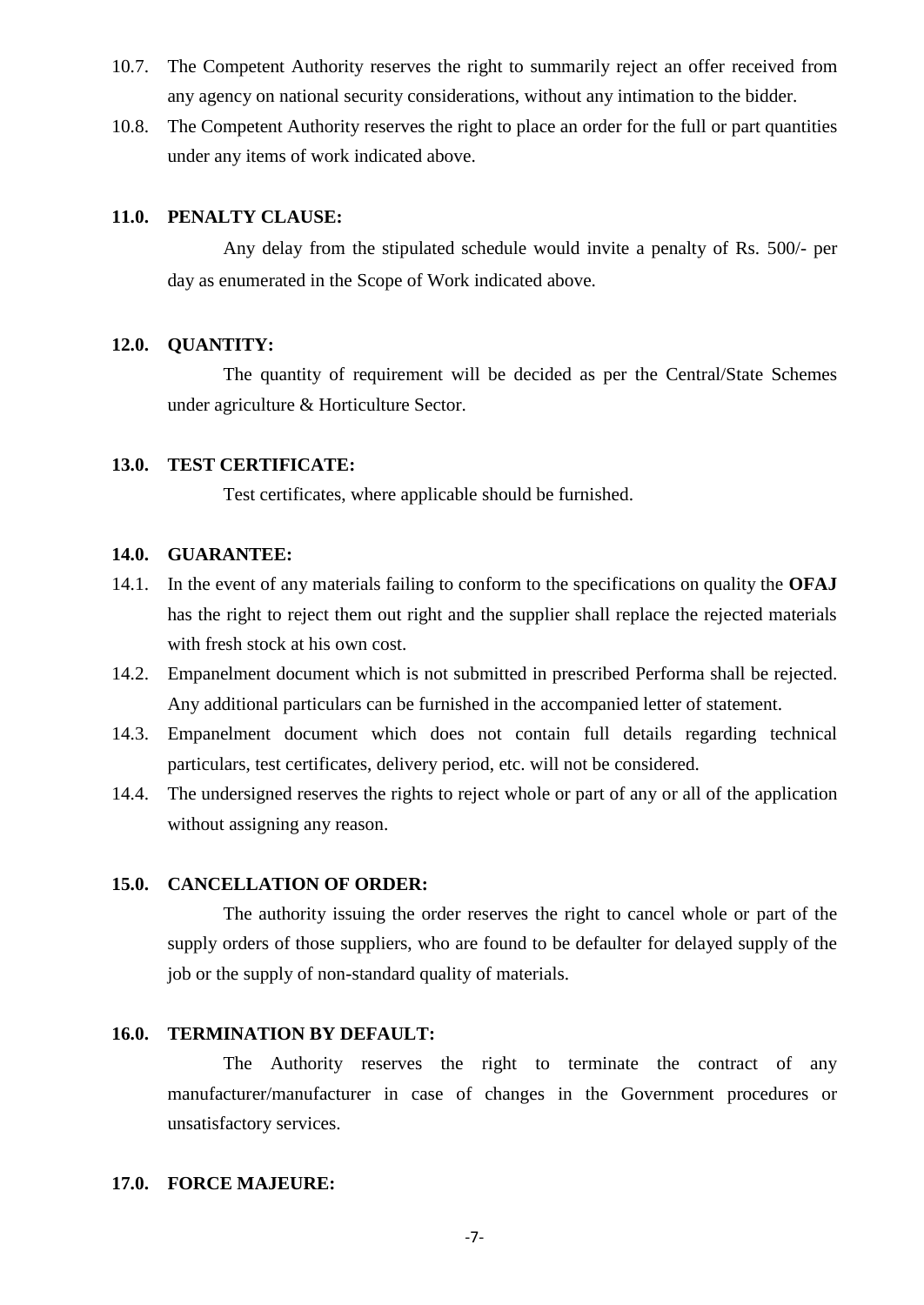10.7. The Competent Authority reserves the right to summarily reject an offer received from any agency on national security considerations, without any intimation to the bidder.

10.8. The Competent Authority reserves the right to place an order for the full or part quantities under any items of work indicated above.

**11.0. PENALTY CLAUSE:**

Any delay from the stipulated schedule would invite a penalty of Rs. 500/- per day as enumerated in the Scope of Work indicated above.

**12.0. QUANTITY:**

The quantity of requirement will be decided as per the Central/State Schemes under agriculture & Horticulture Sector.

**13.0. TEST CERTIFICATE:**

Test certificates, where applicable should be furnished.

**14.0. GUARANTEE:**

14.1. In the event of any materials failing to conform to the specifications on quality the **OFAJ** has the right to reject them out right and the supplier shall replace the rejected materials with fresh stock at his own cost.

14.2. Empanelment document which is not submitted in prescribed Performa shall be rejected. Any additional particulars can be furnished in the accompanied letter of statement.

14.3. Empanelment document which does not contain full details regarding technical particulars, test certificates, delivery period, etc. will not be considered.

14.4. The undersigned reserves the rights to reject whole or part of any or all of the application without assigning any reason.

**15.0. CANCELLATION OF ORDER:**

The authority issuing the order reserves the right to cancel whole or part of the supply orders of those suppliers, who are found to be defaulter for delayed supply of the job or the supply of non-standard quality of materials.

**16.0. TERMINATION BY DEFAULT:**

The Authority reserves the right to terminate the contract of any manufacturer/manufacturer in case of changes in the Government procedures or unsatisfactory services.

**17.0. FORCE MAJEURE:**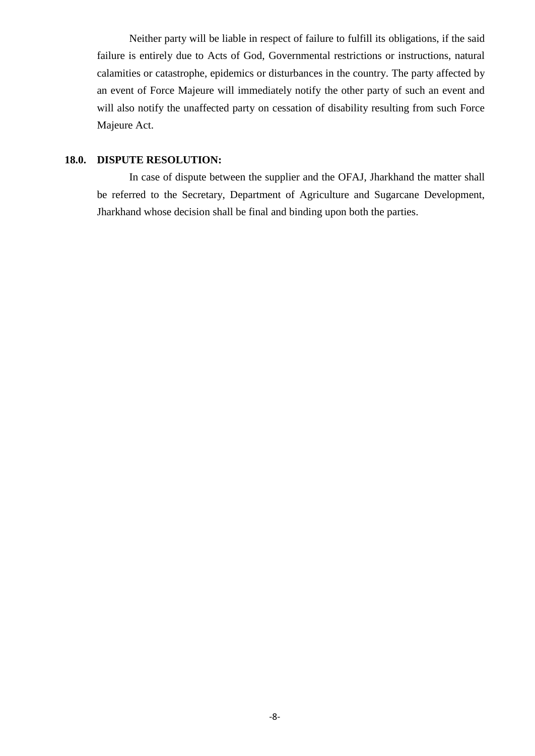Neither party will be liable in respect of failure to fulfill its obligations, if the said failure is entirely due to Acts of God, Governmental restrictions or instructions, natural calamities or catastrophe, epidemics or disturbances in the country. The party affected by an event of Force Majeure will immediately notify the other party of such an event and will also notify the unaffected party on cessation of disability resulting from such Force Majeure Act.

**18.0. DISPUTE RESOLUTION:**

In case of dispute between the supplier and the OFAJ, Jharkhand the matter shall be referred to the Secretary, Department of Agriculture and Sugarcane Development, Jharkhand whose decision shall be final and binding upon both the parties.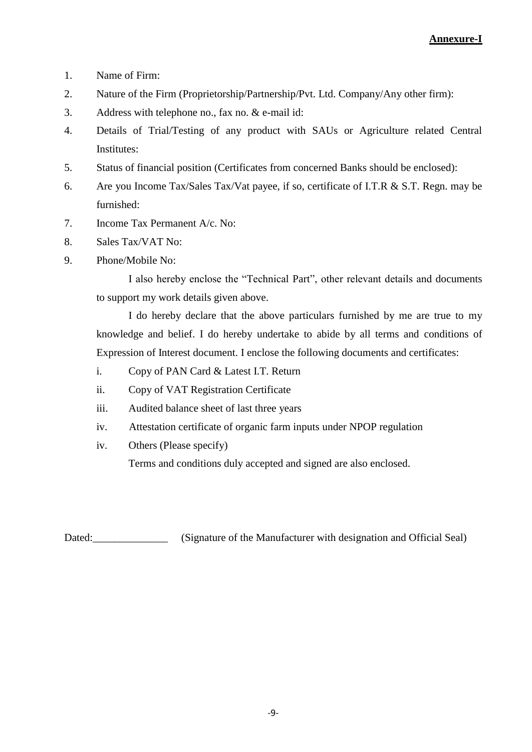**Annexure-I**

1. Name of Firm:
2. Nature of the Firm (Proprietorship/Partnership/Pvt. Ltd. Company/Any other firm):
3. Address with telephone no., fax no. & e-mail id:
4. Details of Trial/Testing of any product with SAUs or Agriculture related Central Institutes:
5. Status of financial position (Certificates from concerned Banks should be enclosed):
6. Are you Income Tax/Sales Tax/Vat payee, if so, certificate of I.T.R & S.T. Regn. may be furnished:
7. Income Tax Permanent A/c. No:
8. Sales Tax/VAT No:
9. Phone/Mobile No:

I also hereby enclose the "Technical Part", other relevant details and documents to support my work details given above.

I do hereby declare that the above particulars furnished by me are true to my knowledge and belief. I do hereby undertake to abide by all terms and conditions of Expression of Interest document. I enclose the following documents and certificates:

i. Copy of PAN Card & Latest I.T. Return

ii. Copy of VAT Registration Certificate

iii. Audited balance sheet of last three years

iv. Attestation certificate of organic farm inputs under NPOP regulation

iv. Others (Please specify)

Terms and conditions duly accepted and signed are also enclosed.

Dated:______________ (Signature of the Manufacturer with designation and Official Seal)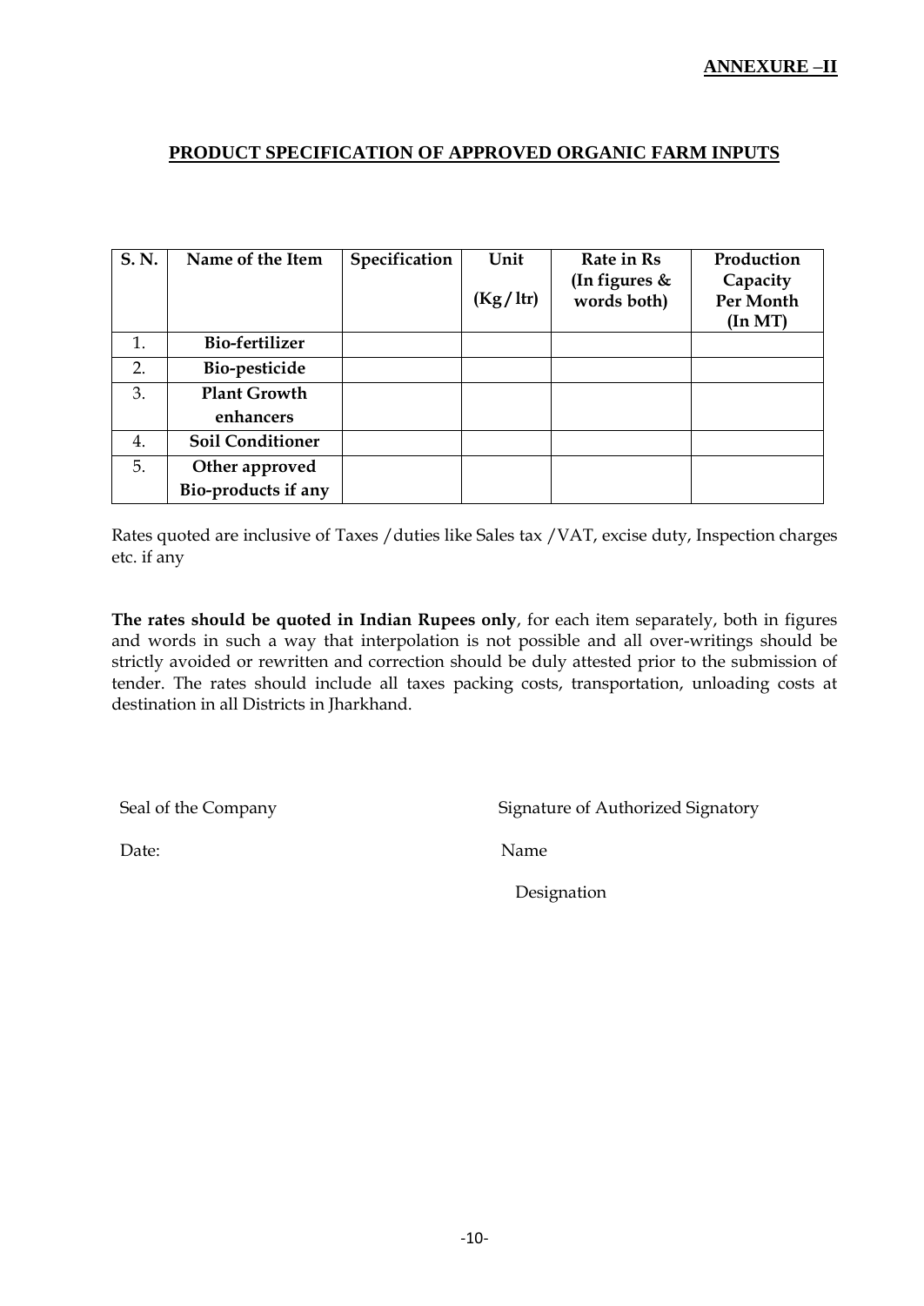**ANNEXURE –II**

## PRODUCT SPECIFICATION OF APPROVED ORGANIC FARM INPUTS

| S. N. | Name of the Item | Specification | Unit (Kg / ltr) | Rate in Rs (In figures & words both) | Production Capacity Per Month (In MT) |
|---|---|---|---|---|---|
| 1. | **Bio-fertilizer** | | | | |
| 2. | **Bio-pesticide** | | | | |
| 3. | **Plant Growth enhancers** | | | | |
| 4. | **Soil Conditioner** | | | | |
| 5. | **Other approved Bio-products if any** | | | | |

Rates quoted are inclusive of Taxes / duties like Sales tax / VAT, excise duty, Inspection charges etc. if any

**The rates should be quoted in Indian Rupees only**, for each item separately, both in figures and words in such a way that interpolation is not possible and all over-writings should be strictly avoided or rewritten and correction should be duly attested prior to the submission of tender. The rates should include all taxes packing costs, transportation, unloading costs at destination in all Districts in Jharkhand.

Seal of the Company

Date:

Signature of Authorized Signatory

Name

Designation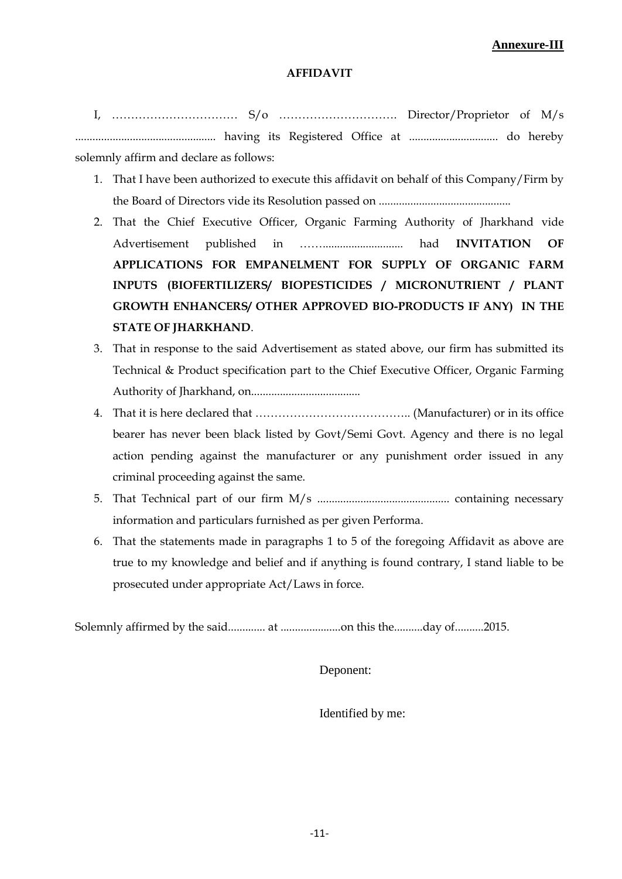**Annexure-III**

**AFFIDAVIT**

I, …………………………… S/o …………………………. Director/Proprietor of M/s ................................................ having its Registered Office at .............................. do hereby solemnly affirm and declare as follows:

1. That I have been authorized to execute this affidavit on behalf of this Company/Firm by the Board of Directors vide its Resolution passed on .............................................
2. That the Chief Executive Officer, Organic Farming Authority of Jharkhand vide Advertisement published in ……........................... had **INVITATION OF APPLICATIONS FOR EMPANELMENT FOR SUPPLY OF ORGANIC FARM INPUTS (BIOFERTILIZERS/ BIOPESTICIDES / MICRONUTRIENT / PLANT GROWTH ENHANCERS/ OTHER APPROVED BIO-PRODUCTS IF ANY) IN THE STATE OF JHARKHAND**.
3. That in response to the said Advertisement as stated above, our firm has submitted its Technical & Product specification part to the Chief Executive Officer, Organic Farming Authority of Jharkhand, on......................................
4. That it is here declared that ………………………………….. (Manufacturer) or in its office bearer has never been black listed by Govt/Semi Govt. Agency and there is no legal action pending against the manufacturer or any punishment order issued in any criminal proceeding against the same.
5. That Technical part of our firm M/s ............................................. containing necessary information and particulars furnished as per given Performa.
6. That the statements made in paragraphs 1 to 5 of the foregoing Affidavit as above are true to my knowledge and belief and if anything is found contrary, I stand liable to be prosecuted under appropriate Act/Laws in force.

Solemnly affirmed by the said............. at .....................on this the..........day of..........2015.

Deponent:

Identified by me: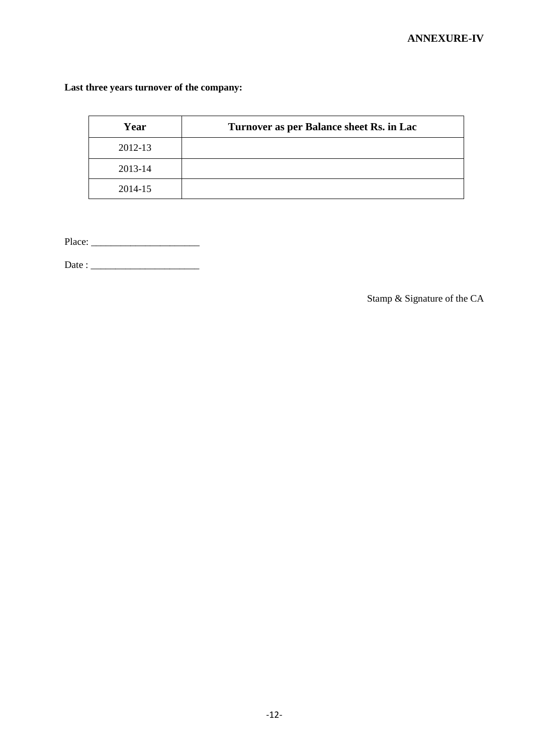**ANNEXURE-IV**

**Last three years turnover of the company:**

| Year | Turnover as per Balance sheet Rs. in Lac |
| --- | --- |
| 2012-13 | |
| 2013-14 | |
| 2014-15 | |

Place: ______________________

Date : ______________________

Stamp & Signature of the CA